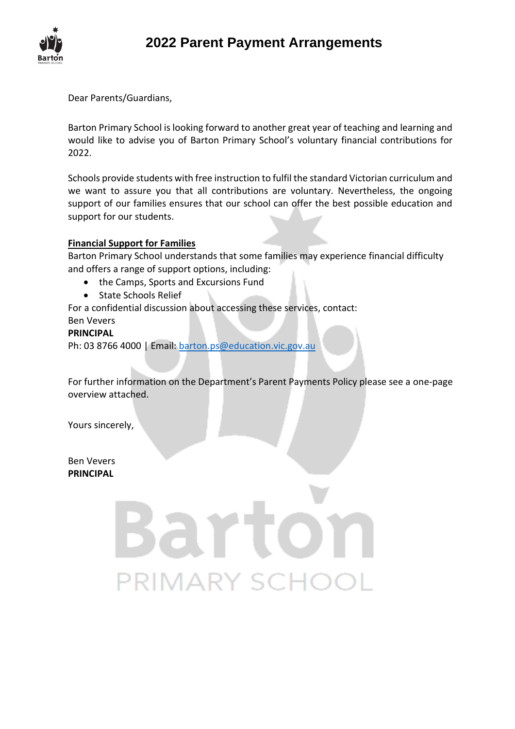# 2022 Parent Payment Arrangements

Dear Parents/Guardians,

Barton Primary School is looking forward to another great year of teaching and learning and would like to advise you of Barton Primary School's voluntary financial contributions for 2022.

Schools provide students with free instruction to fulfil the standard Victorian curriculum and we want to assure you that all contributions are voluntary. Nevertheless, the ongoing support of our families ensures that our school can offer the best possible education and support for our students.

**Financial Support for Families**

Barton Primary School understands that some families may experience financial difficulty and offers a range of support options, including:

- the Camps, Sports and Excursions Fund
- State Schools Relief

For a confidential discussion about accessing these services, contact:
Ben Vevers
**PRINCIPAL**
Ph: 03 8766 4000 | Email: barton.ps@education.vic.gov.au

For further information on the Department's Parent Payments Policy please see a one-page overview attached.

Yours sincerely,

Ben Vevers
**PRINCIPAL**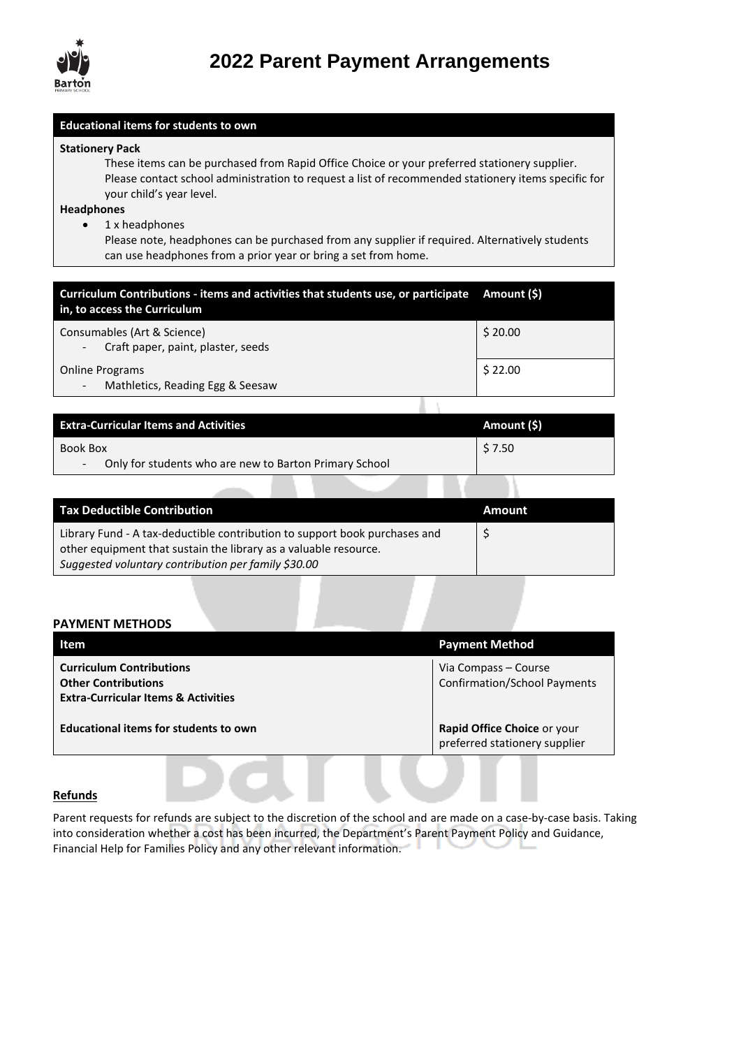# 2022 Parent Payment Arrangements

| Educational items for students to own |
| --- |
| **Stationery Pack**<br>These items can be purchased from Rapid Office Choice or your preferred stationery supplier. Please contact school administration to request a list of recommended stationery items specific for your child's year level.<br>**Headphones**<br>• 1 x headphones<br>Please note, headphones can be purchased from any supplier if required. Alternatively students can use headphones from a prior year or bring a set from home. |

| Curriculum Contributions - items and activities that students use, or participate in, to access the Curriculum | Amount ($) |
| --- | --- |
| Consumables (Art & Science)<br>- Craft paper, paint, plaster, seeds | $ 20.00 |
| Online Programs<br>- Mathletics, Reading Egg & Seesaw | $ 22.00 |

| Extra-Curricular Items and Activities | Amount ($) |
| --- | --- |
| Book Box<br>- Only for students who are new to Barton Primary School | $ 7.50 |

| Tax Deductible Contribution | Amount |
| --- | --- |
| Library Fund - A tax-deductible contribution to support book purchases and other equipment that sustain the library as a valuable resource.<br>*Suggested voluntary contribution per family $30.00* | $ |

**PAYMENT METHODS**

| Item | Payment Method |
| --- | --- |
| **Curriculum Contributions**<br>**Other Contributions**<br>**Extra-Curricular Items & Activities** | Via Compass – Course Confirmation/School Payments |
| **Educational items for students to own** | **Rapid Office Choice** or your preferred stationery supplier |

**Refunds**

Parent requests for refunds are subject to the discretion of the school and are made on a case-by-case basis. Taking into consideration whether a cost has been incurred, the Department's Parent Payment Policy and Guidance, Financial Help for Families Policy and any other relevant information.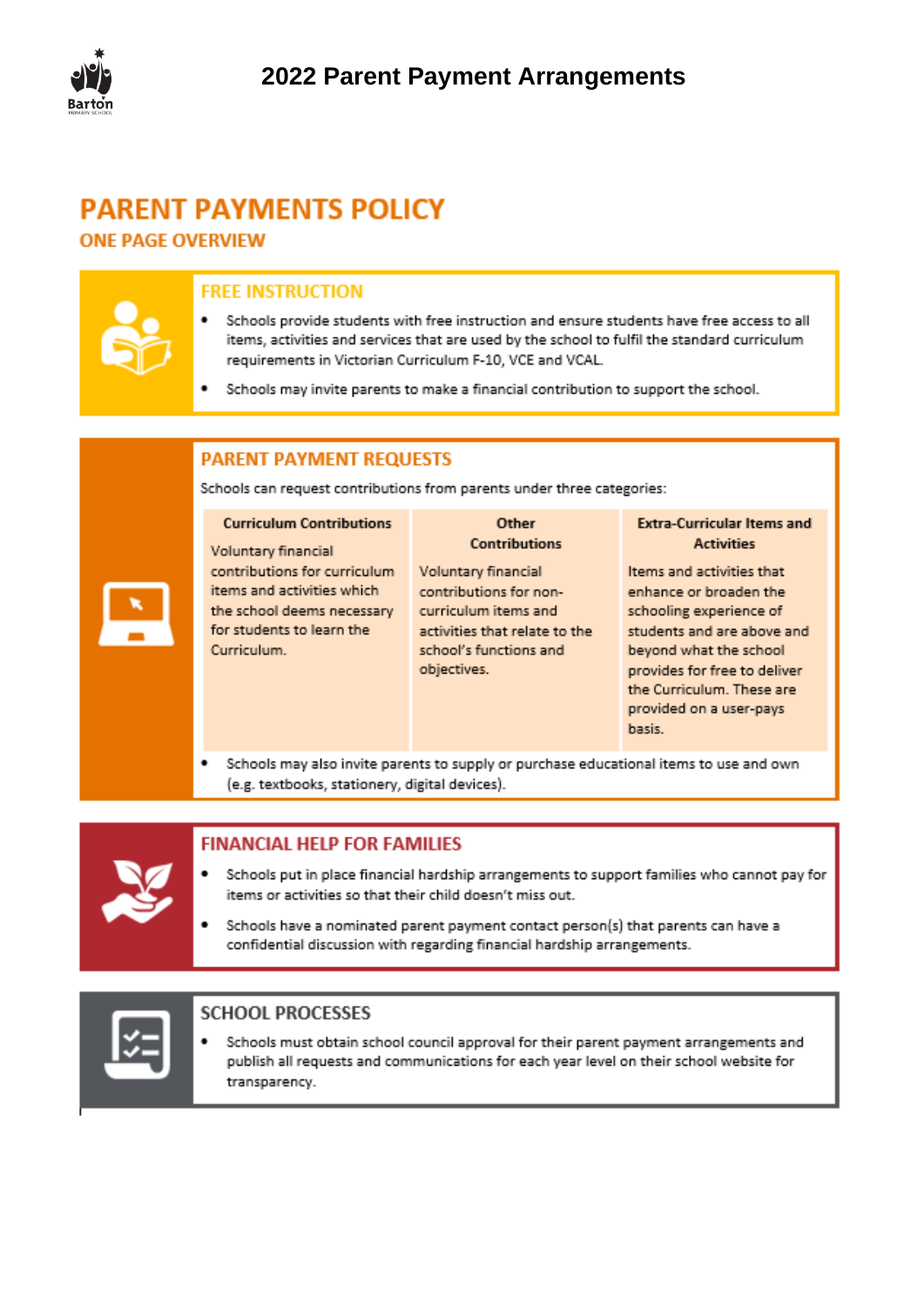# 2022 Parent Payment Arrangements

## PARENT PAYMENTS POLICY

### ONE PAGE OVERVIEW

### FREE INSTRUCTION

- Schools provide students with free instruction and ensure students have free access to all items, activities and services that are used by the school to fulfil the standard curriculum requirements in Victorian Curriculum F-10, VCE and VCAL.
- Schools may invite parents to make a financial contribution to support the school.

### PARENT PAYMENT REQUESTS

Schools can request contributions from parents under three categories:

| Curriculum Contributions | Other Contributions | Extra-Curricular Items and Activities |
|---|---|---|
| Voluntary financial contributions for curriculum items and activities which the school deems necessary for students to learn the Curriculum. | Voluntary financial contributions for non-curriculum items and activities that relate to the school's functions and objectives. | Items and activities that enhance or broaden the schooling experience of students and are above and beyond what the school provides for free to deliver the Curriculum. These are provided on a user-pays basis. |

- Schools may also invite parents to supply or purchase educational items to use and own (e.g. textbooks, stationery, digital devices).

### FINANCIAL HELP FOR FAMILIES

- Schools put in place financial hardship arrangements to support families who cannot pay for items or activities so that their child doesn't miss out.
- Schools have a nominated parent payment contact person(s) that parents can have a confidential discussion with regarding financial hardship arrangements.

### SCHOOL PROCESSES

- Schools must obtain school council approval for their parent payment arrangements and publish all requests and communications for each year level on their school website for transparency.